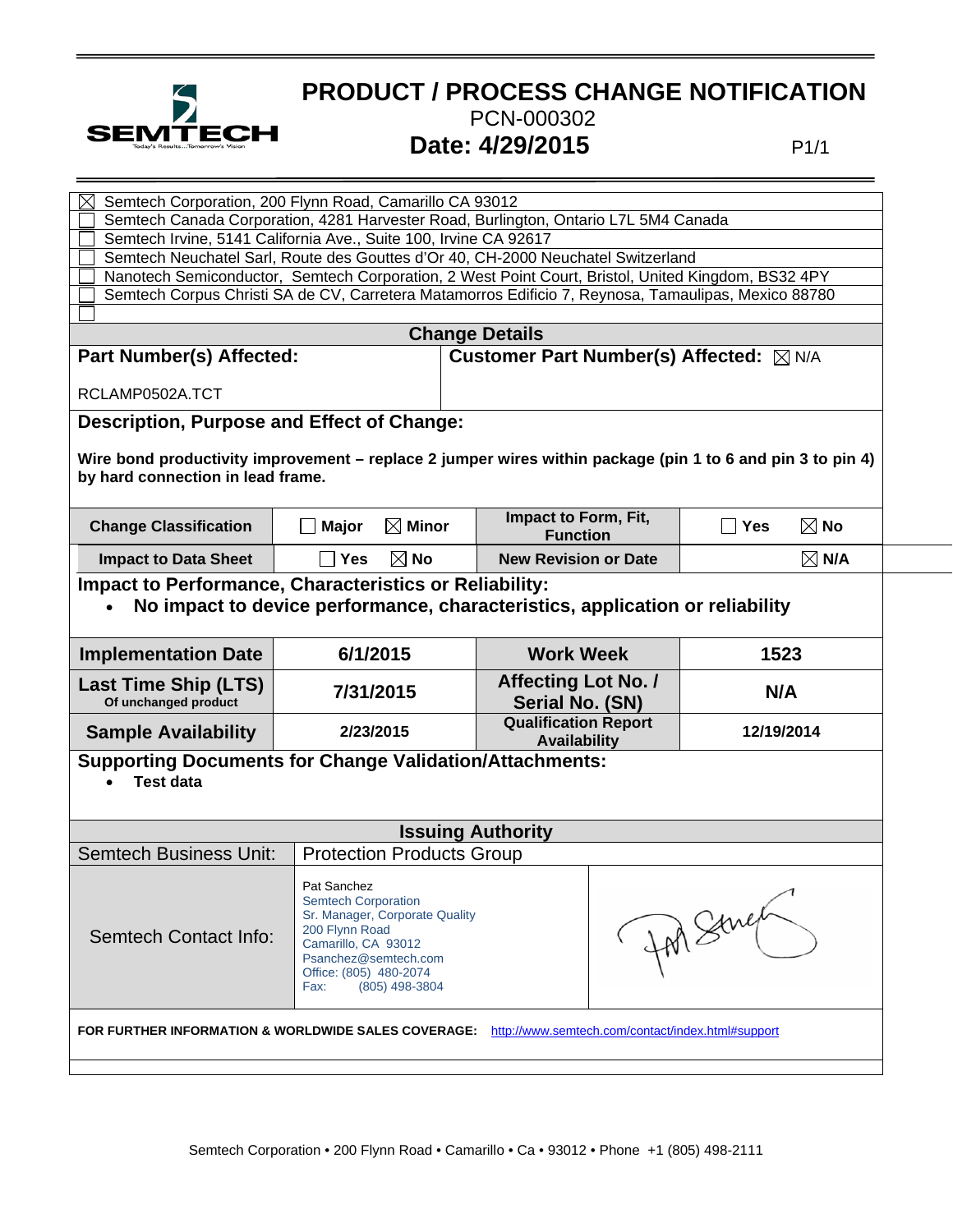# PRODUCT / PROCESS CHANGE NOTIFICATION

PCN-000302

**Date: 4/29/2015**

P1/1

- [x] Semtech Corporation, 200 Flynn Road, Camarillo CA 93012
- [ ] Semtech Canada Corporation, 4281 Harvester Road, Burlington, Ontario L7L 5M4 Canada
- [ ] Semtech Irvine, 5141 California Ave., Suite 100, Irvine CA 92617
- [ ] Semtech Neuchatel Sarl, Route des Gouttes d'Or 40, CH-2000 Neuchatel Switzerland
- [ ] Nanotech Semiconductor, Semtech Corporation, 2 West Point Court, Bristol, United Kingdom, BS32 4PY
- [ ] Semtech Corpus Christi SA de CV, Carretera Matamorros Edificio 7, Reynosa, Tamaulipas, Mexico 88780
- [ ]

## Change Details

| **Part Number(s) Affected:** | **Customer Part Number(s) Affected:** ☒ N/A |
|---|---|
| RCLAMP0502A.TCT | |

### Description, Purpose and Effect of Change:

**Wire bond productivity improvement – replace 2 jumper wires within package (pin 1 to 6 and pin 3 to pin 4) by hard connection in lead frame.**

| **Change Classification** | ☐ **Major** ☒ **Minor** | **Impact to Form, Fit, Function** | ☐ **Yes** ☒ **No** |
|---|---|---|---|
| **Impact to Data Sheet** | ☐ **Yes** ☒ **No** | **New Revision or Date** | ☒ **N/A** |

### Impact to Performance, Characteristics or Reliability:

- **No impact to device performance, characteristics, application or reliability**

| **Implementation Date** | **6/1/2015** | **Work Week** | **1523** |
|---|---|---|---|
| **Last Time Ship (LTS)** Of unchanged product | **7/31/2015** | **Affecting Lot No. / Serial No. (SN)** | **N/A** |
| **Sample Availability** | **2/23/2015** | **Qualification Report Availability** | **12/19/2014** |

### Supporting Documents for Change Validation/Attachments:

- **Test data**

## Issuing Authority

| Semtech Business Unit: | Protection Products Group | |
|---|---|---|
| Semtech Contact Info: | Pat Sanchez<br>Semtech Corporation<br>Sr. Manager, Corporate Quality<br>200 Flynn Road<br>Camarillo, CA 93012<br>Psanchez@semtech.com<br>Office: (805) 480-2074<br>Fax: (805) 498-3804 | |

**FOR FURTHER INFORMATION & WORLDWIDE SALES COVERAGE:** http://www.semtech.com/contact/index.html#support

Semtech Corporation • 200 Flynn Road • Camarillo • Ca • 93012 • Phone +1 (805) 498-2111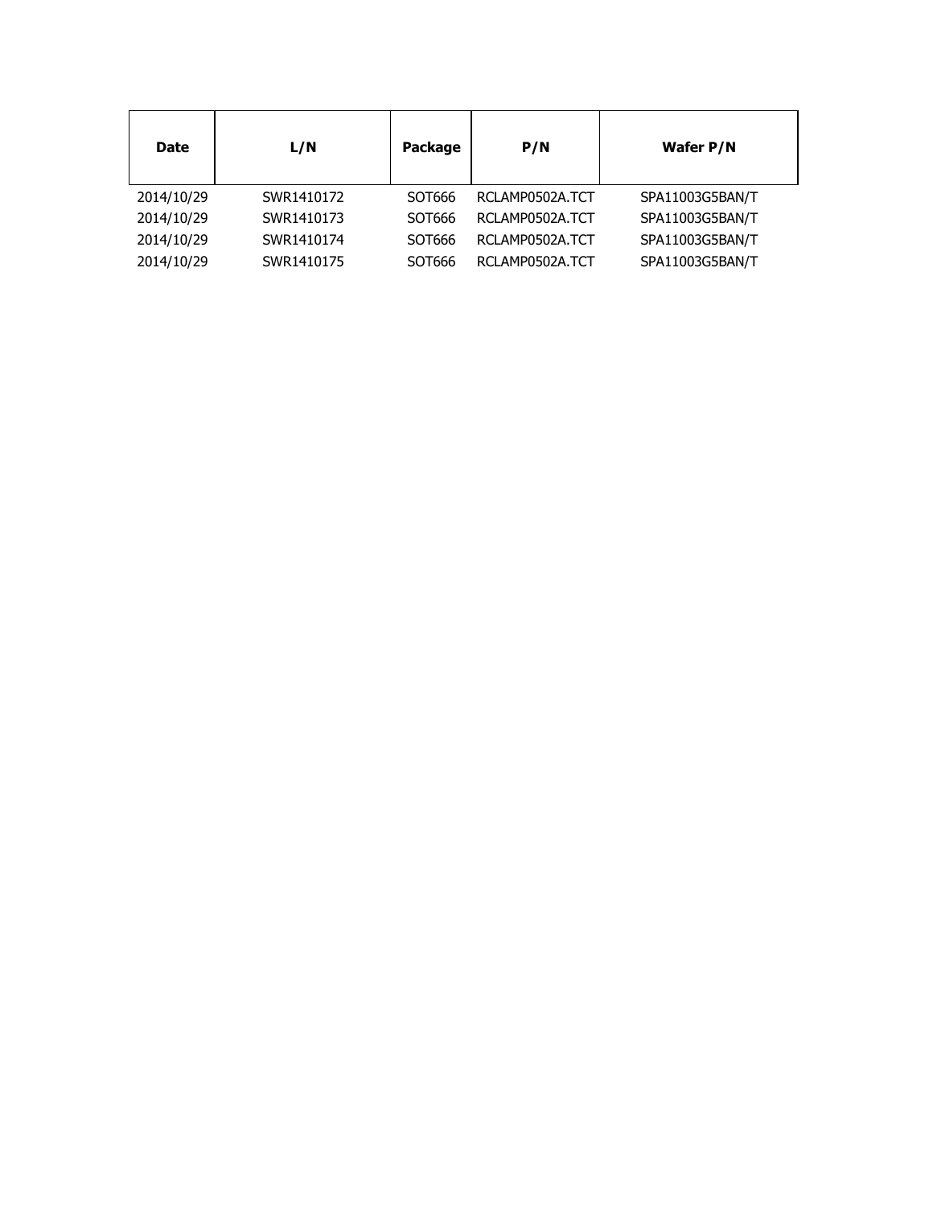| Date | L/N | Package | P/N | Wafer P/N |
|---|---|---|---|---|
| 2014/10/29 | SWR1410172 | SOT666 | RCLAMP0502A.TCT | SPA11003G5BAN/T |
| 2014/10/29 | SWR1410173 | SOT666 | RCLAMP0502A.TCT | SPA11003G5BAN/T |
| 2014/10/29 | SWR1410174 | SOT666 | RCLAMP0502A.TCT | SPA11003G5BAN/T |
| 2014/10/29 | SWR1410175 | SOT666 | RCLAMP0502A.TCT | SPA11003G5BAN/T |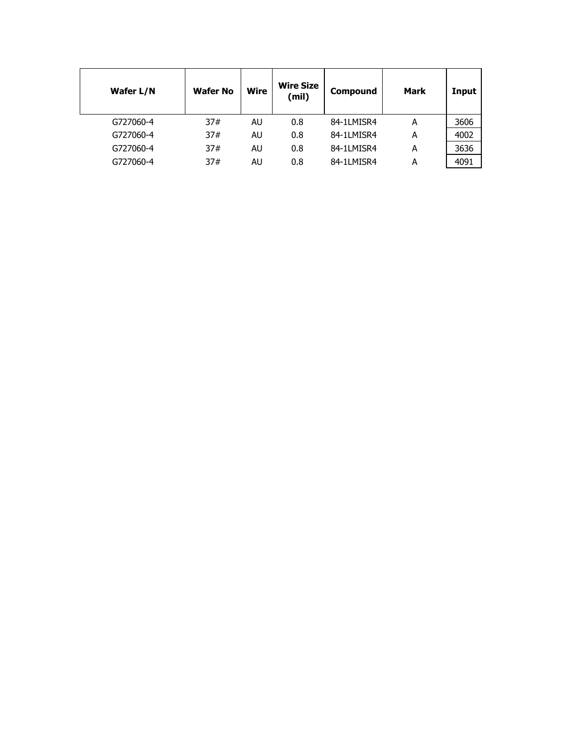| Wafer L/N | Wafer No | Wire | Wire Size (mil) | Compound | Mark | Input |
|---|---|---|---|---|---|---|
| G727060-4 | 37# | AU | 0.8 | 84-1LMISR4 | A | 3606 |
| G727060-4 | 37# | AU | 0.8 | 84-1LMISR4 | A | 4002 |
| G727060-4 | 37# | AU | 0.8 | 84-1LMISR4 | A | 3636 |
| G727060-4 | 37# | AU | 0.8 | 84-1LMISR4 | A | 4091 |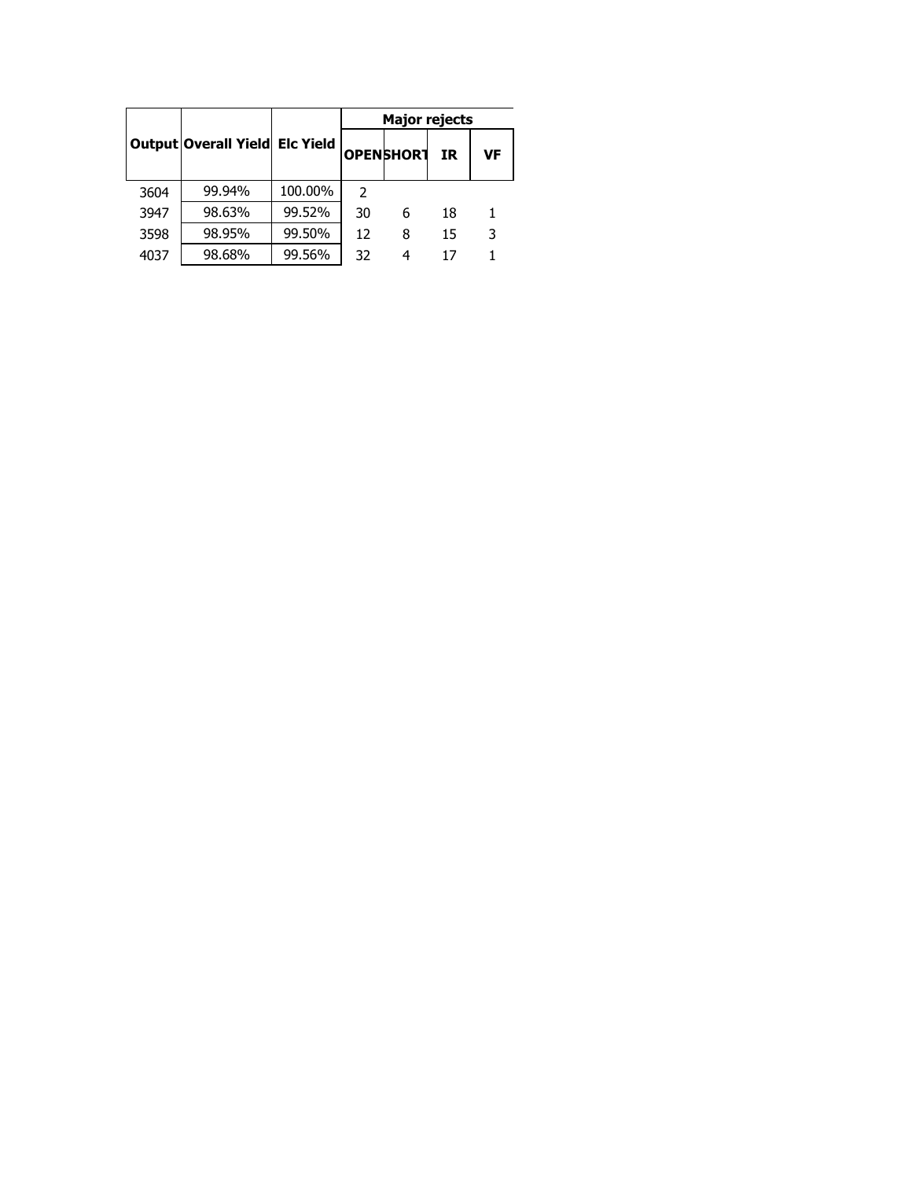| Output | Overall Yield | Elc Yield | Major rejects | | | |
| --- | --- | --- | --- | --- | --- | --- |
| | | | OPEN | SHORT | IR | VF |
| 3604 | 99.94% | 100.00% | 2 | | | |
| 3947 | 98.63% | 99.52% | 30 | 6 | 18 | 1 |
| 3598 | 98.95% | 99.50% | 12 | 8 | 15 | 3 |
| 4037 | 98.68% | 99.56% | 32 | 4 | 17 | 1 |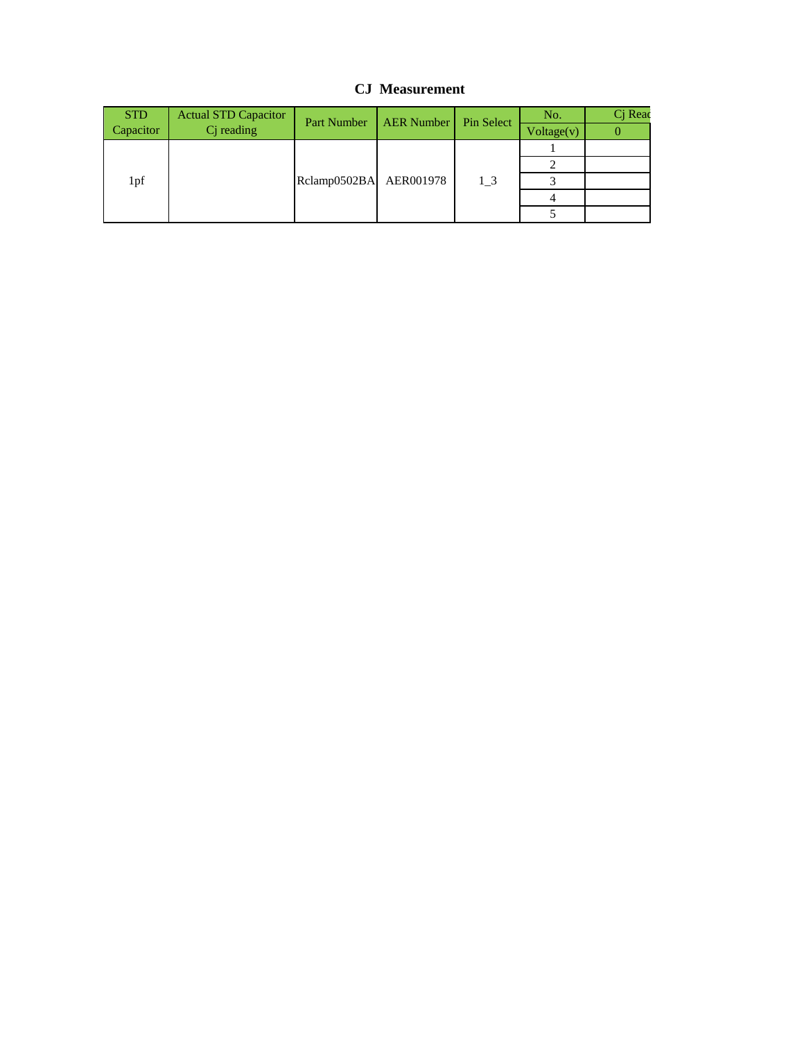## CJ Measurement

| STD Capacitor | Actual STD Capacitor Cj reading | Part Number | AER Number | Pin Select | No. | Cj Reac |
|---|---|---|---|---|---|---|
| | | | | | Voltage(v) | 0 |
| 1pf | | Rclamp0502BA | AER001978 | 1_3 | 1 | |
| | | | | | 2 | |
| | | | | | 3 | |
| | | | | | 4 | |
| | | | | | 5 | |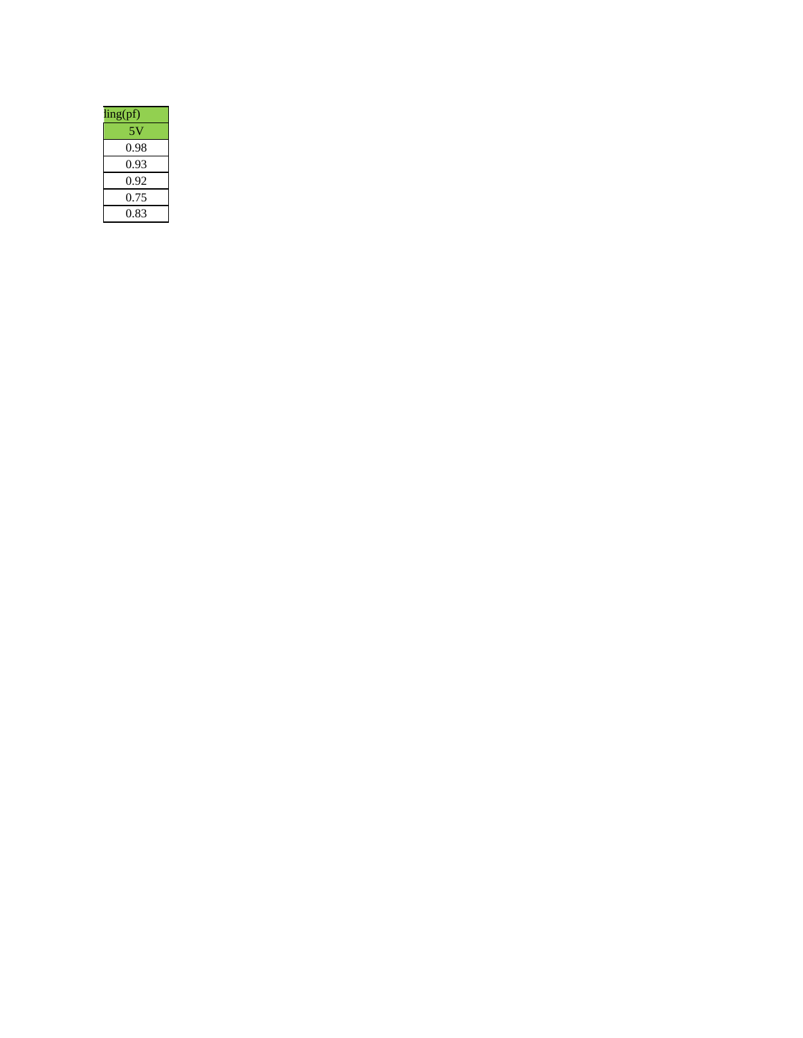| ling(pf) |
| --- |
| 5V |
| 0.98 |
| 0.93 |
| 0.92 |
| 0.75 |
| 0.83 |